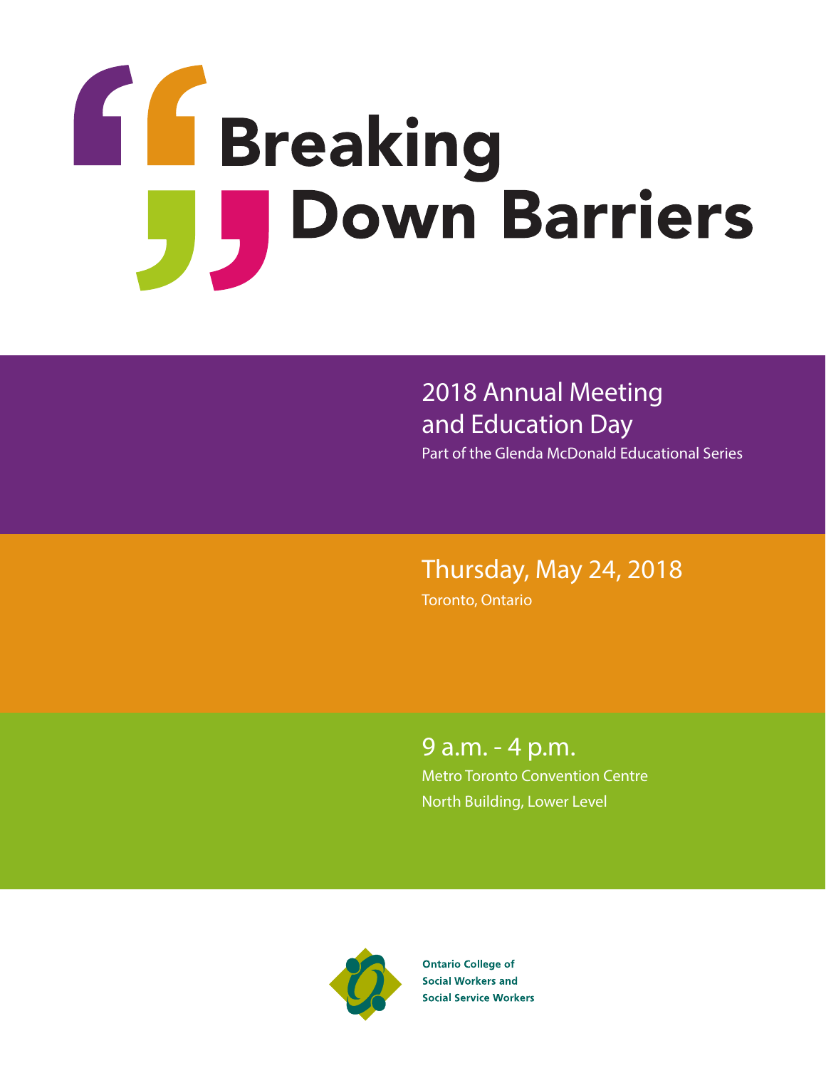# Breaking Down Barriers

## 2018 Annual Meeting and Education Day

Part of the Glenda McDonald Educational Series

## Thursday, May 24, 2018

Toronto, Ontario

## 9 a.m. - 4 p.m.

Metro Toronto Convention Centre

North Building, Lower Level

**Ontario College of Social Workers and Social Service Workers**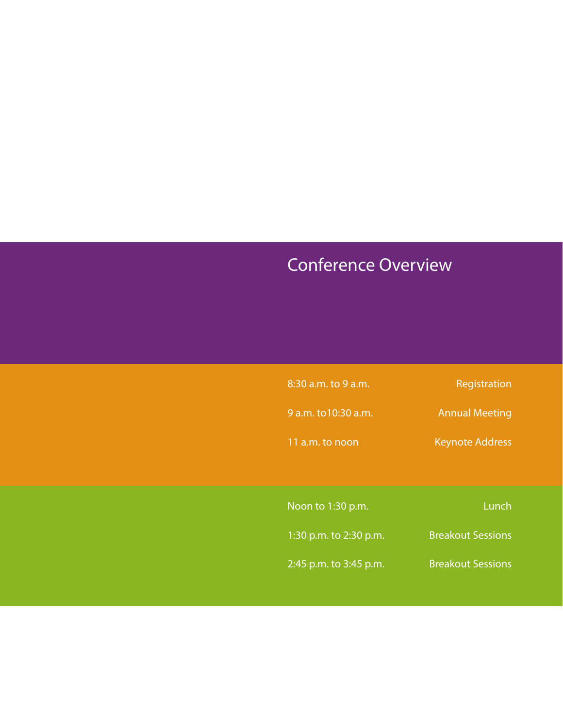# Conference Overview

| | |
|---|---|
| 8:30 a.m. to 9 a.m. | Registration |
| 9 a.m. to10:30 a.m. | Annual Meeting |
| 11 a.m. to noon | Keynote Address |
| Noon to 1:30 p.m. | Lunch |
| 1:30 p.m. to 2:30 p.m. | Breakout Sessions |
| 2:45 p.m. to 3:45 p.m. | Breakout Sessions |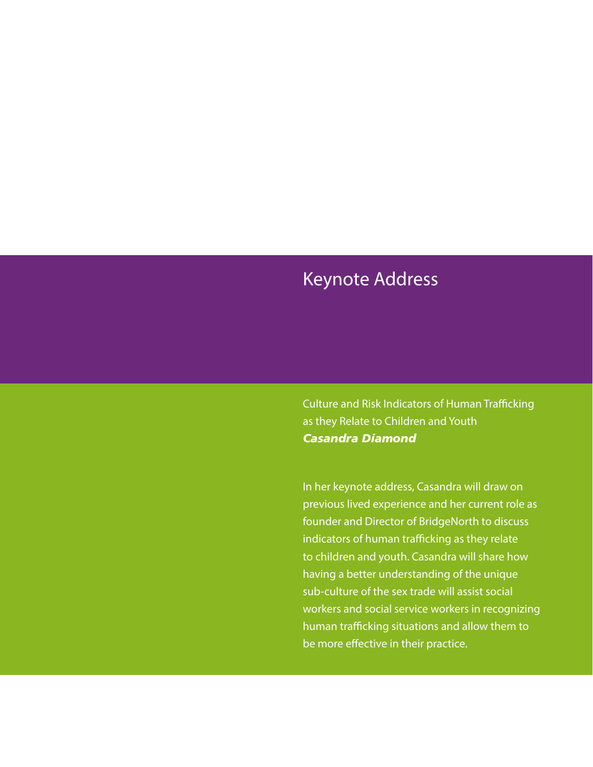# Keynote Address

Culture and Risk Indicators of Human Trafficking as they Relate to Children and Youth

***Casandra Diamond***

In her keynote address, Casandra will draw on previous lived experience and her current role as founder and Director of BridgeNorth to discuss indicators of human trafficking as they relate to children and youth. Casandra will share how having a better understanding of the unique sub-culture of the sex trade will assist social workers and social service workers in recognizing human trafficking situations and allow them to be more effective in their practice.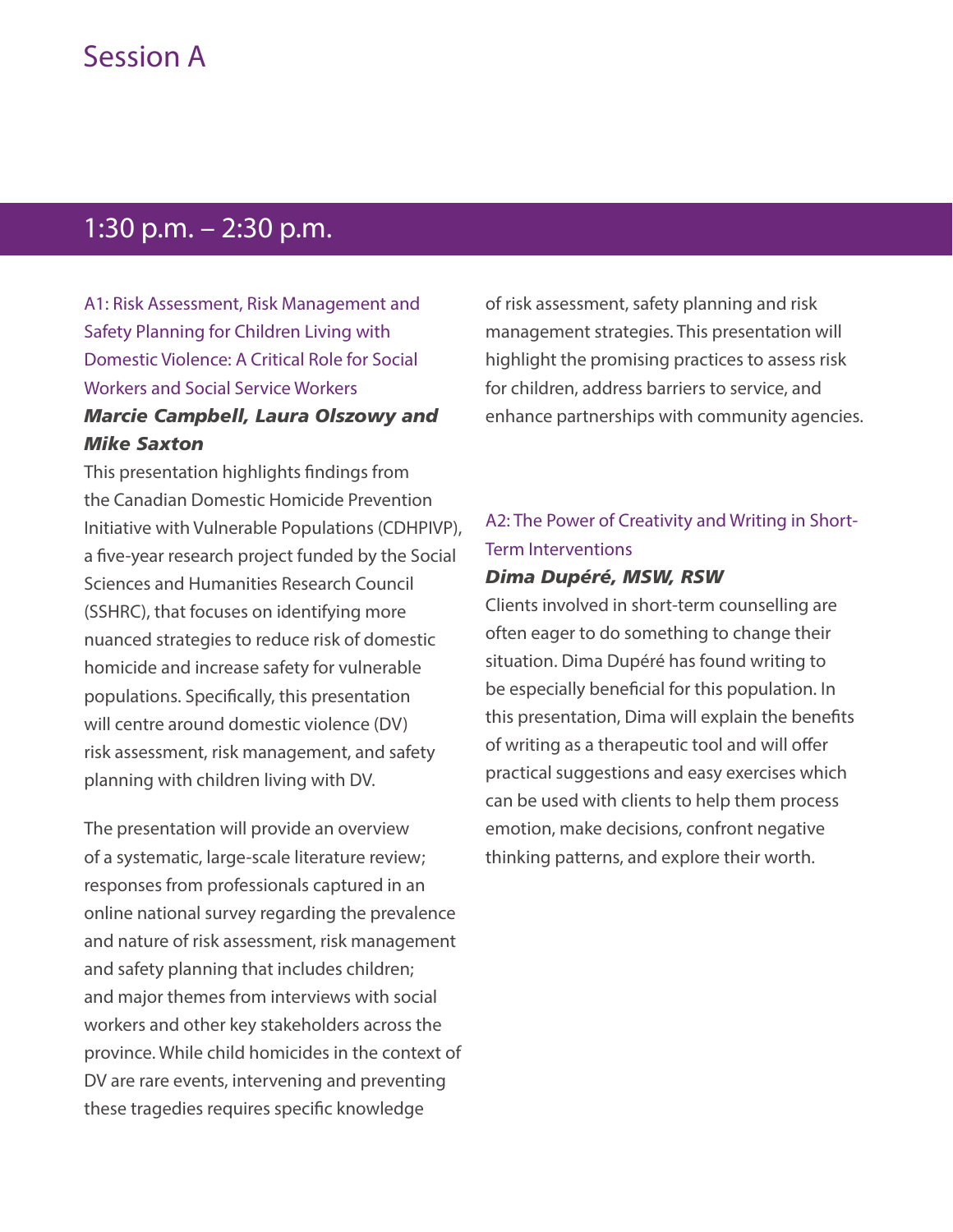# Session A

## 1:30 p.m. – 2:30 p.m.

### A1: Risk Assessment, Risk Management and Safety Planning for Children Living with Domestic Violence: A Critical Role for Social Workers and Social Service Workers

***Marcie Campbell, Laura Olszowy and Mike Saxton***

This presentation highlights findings from the Canadian Domestic Homicide Prevention Initiative with Vulnerable Populations (CDHPIVP), a five-year research project funded by the Social Sciences and Humanities Research Council (SSHRC), that focuses on identifying more nuanced strategies to reduce risk of domestic homicide and increase safety for vulnerable populations. Specifically, this presentation will centre around domestic violence (DV) risk assessment, risk management, and safety planning with children living with DV.

The presentation will provide an overview of a systematic, large-scale literature review; responses from professionals captured in an online national survey regarding the prevalence and nature of risk assessment, risk management and safety planning that includes children; and major themes from interviews with social workers and other key stakeholders across the province. While child homicides in the context of DV are rare events, intervening and preventing these tragedies requires specific knowledge of risk assessment, safety planning and risk management strategies. This presentation will highlight the promising practices to assess risk for children, address barriers to service, and enhance partnerships with community agencies.

### A2: The Power of Creativity and Writing in Short-Term Interventions

***Dima Dupéré, MSW, RSW***

Clients involved in short-term counselling are often eager to do something to change their situation. Dima Dupéré has found writing to be especially beneficial for this population. In this presentation, Dima will explain the benefits of writing as a therapeutic tool and will offer practical suggestions and easy exercises which can be used with clients to help them process emotion, make decisions, confront negative thinking patterns, and explore their worth.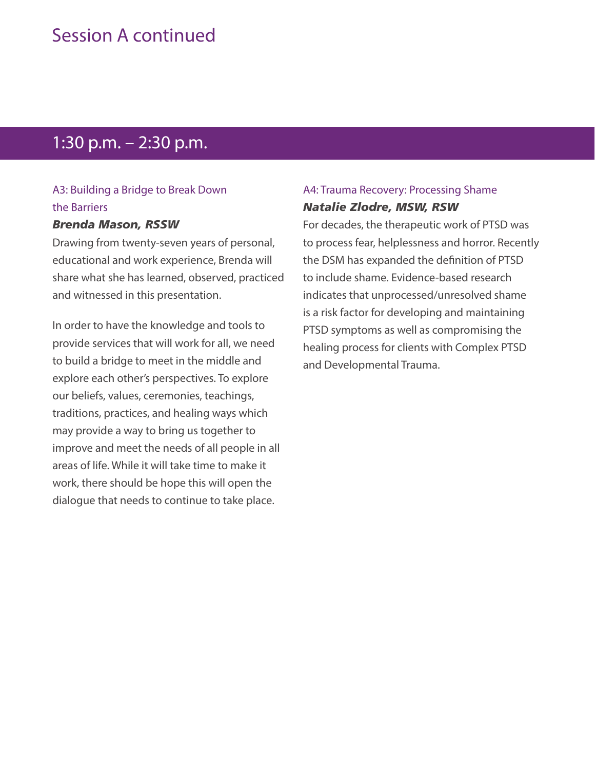# Session A continued

## 1:30 p.m. – 2:30 p.m.

### A3: Building a Bridge to Break Down the Barriers

***Brenda Mason, RSSW***

Drawing from twenty-seven years of personal, educational and work experience, Brenda will share what she has learned, observed, practiced and witnessed in this presentation.

In order to have the knowledge and tools to provide services that will work for all, we need to build a bridge to meet in the middle and explore each other's perspectives. To explore our beliefs, values, ceremonies, teachings, traditions, practices, and healing ways which may provide a way to bring us together to improve and meet the needs of all people in all areas of life. While it will take time to make it work, there should be hope this will open the dialogue that needs to continue to take place.

### A4: Trauma Recovery: Processing Shame

***Natalie Zlodre, MSW, RSW***

For decades, the therapeutic work of PTSD was to process fear, helplessness and horror. Recently the DSM has expanded the definition of PTSD to include shame. Evidence-based research indicates that unprocessed/unresolved shame is a risk factor for developing and maintaining PTSD symptoms as well as compromising the healing process for clients with Complex PTSD and Developmental Trauma.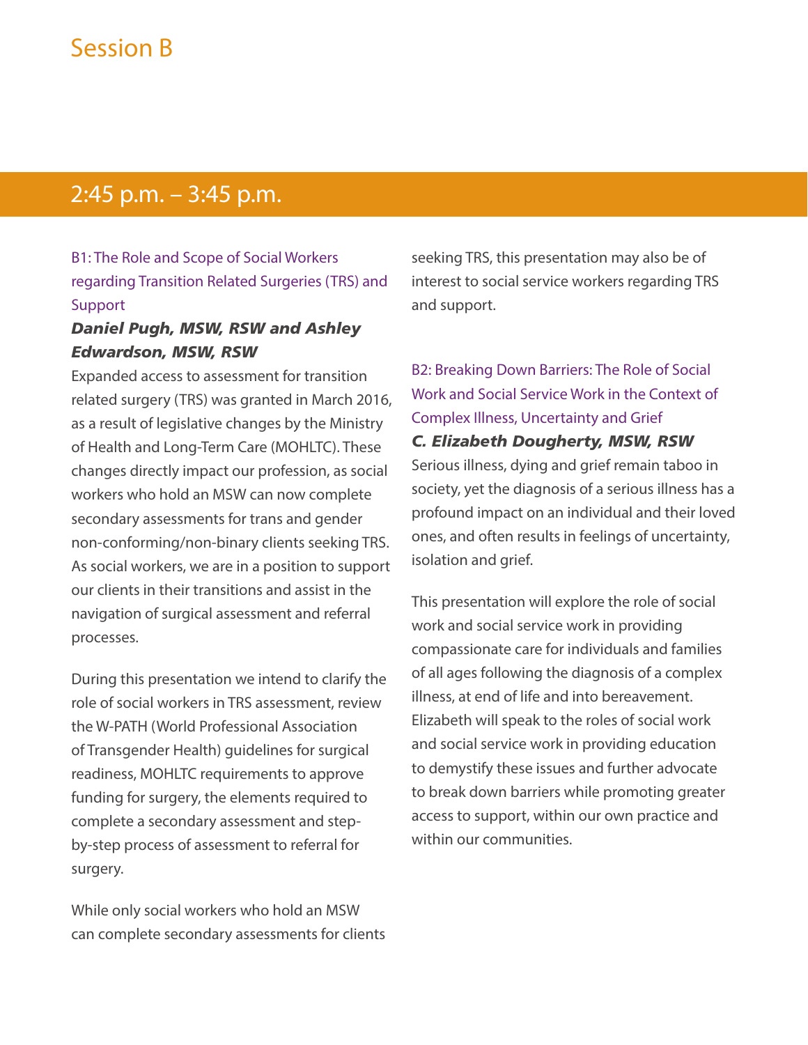# Session B

## 2:45 p.m. – 3:45 p.m.

### B1: The Role and Scope of Social Workers regarding Transition Related Surgeries (TRS) and Support

***Daniel Pugh, MSW, RSW and Ashley Edwardson, MSW, RSW***

Expanded access to assessment for transition related surgery (TRS) was granted in March 2016, as a result of legislative changes by the Ministry of Health and Long-Term Care (MOHLTC). These changes directly impact our profession, as social workers who hold an MSW can now complete secondary assessments for trans and gender non-conforming/non-binary clients seeking TRS. As social workers, we are in a position to support our clients in their transitions and assist in the navigation of surgical assessment and referral processes.

During this presentation we intend to clarify the role of social workers in TRS assessment, review the W-PATH (World Professional Association of Transgender Health) guidelines for surgical readiness, MOHLTC requirements to approve funding for surgery, the elements required to complete a secondary assessment and step-by-step process of assessment to referral for surgery.

While only social workers who hold an MSW can complete secondary assessments for clients seeking TRS, this presentation may also be of interest to social service workers regarding TRS and support.

### B2: Breaking Down Barriers: The Role of Social Work and Social Service Work in the Context of Complex Illness, Uncertainty and Grief

***C. Elizabeth Dougherty, MSW, RSW***

Serious illness, dying and grief remain taboo in society, yet the diagnosis of a serious illness has a profound impact on an individual and their loved ones, and often results in feelings of uncertainty, isolation and grief.

This presentation will explore the role of social work and social service work in providing compassionate care for individuals and families of all ages following the diagnosis of a complex illness, at end of life and into bereavement. Elizabeth will speak to the roles of social work and social service work in providing education to demystify these issues and further advocate to break down barriers while promoting greater access to support, within our own practice and within our communities.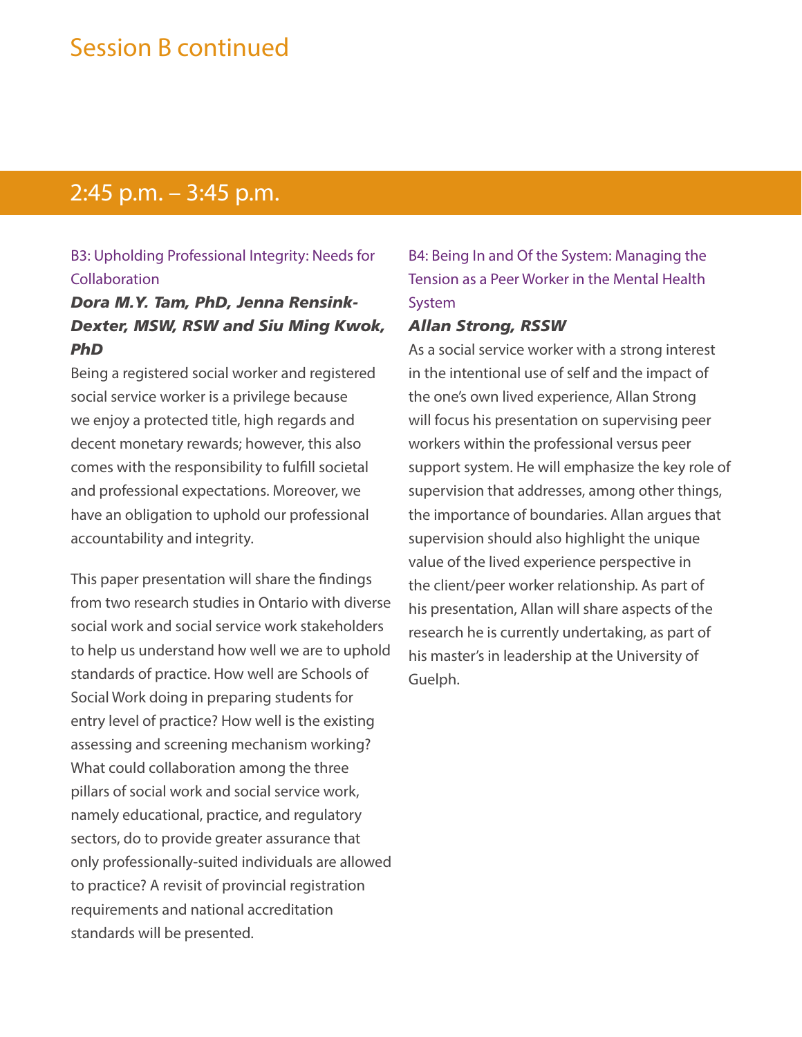# Session B continued

## 2:45 p.m. – 3:45 p.m.

### B3: Upholding Professional Integrity: Needs for Collaboration

***Dora M.Y. Tam, PhD, Jenna Rensink-Dexter, MSW, RSW and Siu Ming Kwok, PhD***

Being a registered social worker and registered social service worker is a privilege because we enjoy a protected title, high regards and decent monetary rewards; however, this also comes with the responsibility to fulfill societal and professional expectations. Moreover, we have an obligation to uphold our professional accountability and integrity.

This paper presentation will share the findings from two research studies in Ontario with diverse social work and social service work stakeholders to help us understand how well we are to uphold standards of practice. How well are Schools of Social Work doing in preparing students for entry level of practice? How well is the existing assessing and screening mechanism working? What could collaboration among the three pillars of social work and social service work, namely educational, practice, and regulatory sectors, do to provide greater assurance that only professionally-suited individuals are allowed to practice? A revisit of provincial registration requirements and national accreditation standards will be presented.

### B4: Being In and Of the System: Managing the Tension as a Peer Worker in the Mental Health System

***Allan Strong, RSSW***

As a social service worker with a strong interest in the intentional use of self and the impact of the one's own lived experience, Allan Strong will focus his presentation on supervising peer workers within the professional versus peer support system. He will emphasize the key role of supervision that addresses, among other things, the importance of boundaries. Allan argues that supervision should also highlight the unique value of the lived experience perspective in the client/peer worker relationship. As part of his presentation, Allan will share aspects of the research he is currently undertaking, as part of his master's in leadership at the University of Guelph.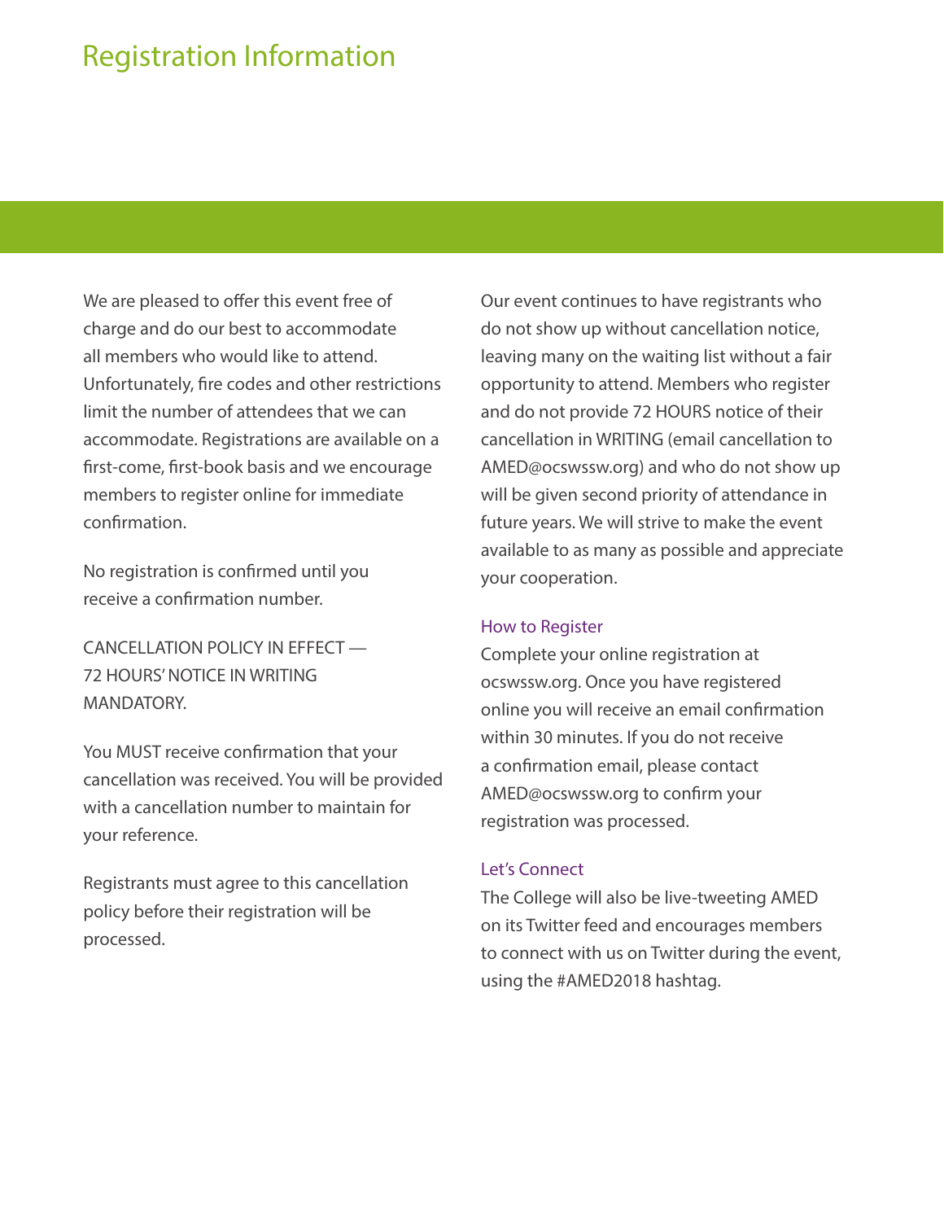# Registration Information

We are pleased to offer this event free of charge and do our best to accommodate all members who would like to attend. Unfortunately, fire codes and other restrictions limit the number of attendees that we can accommodate. Registrations are available on a first-come, first-book basis and we encourage members to register online for immediate confirmation.

No registration is confirmed until you receive a confirmation number.

CANCELLATION POLICY IN EFFECT — 72 HOURS' NOTICE IN WRITING MANDATORY.

You MUST receive confirmation that your cancellation was received. You will be provided with a cancellation number to maintain for your reference.

Registrants must agree to this cancellation policy before their registration will be processed.

Our event continues to have registrants who do not show up without cancellation notice, leaving many on the waiting list without a fair opportunity to attend. Members who register and do not provide 72 HOURS notice of their cancellation in WRITING (email cancellation to AMED@ocswssw.org) and who do not show up will be given second priority of attendance in future years. We will strive to make the event available to as many as possible and appreciate your cooperation.

## How to Register

Complete your online registration at ocswssw.org. Once you have registered online you will receive an email confirmation within 30 minutes. If you do not receive a confirmation email, please contact AMED@ocswssw.org to confirm your registration was processed.

## Let's Connect

The College will also be live-tweeting AMED on its Twitter feed and encourages members to connect with us on Twitter during the event, using the #AMED2018 hashtag.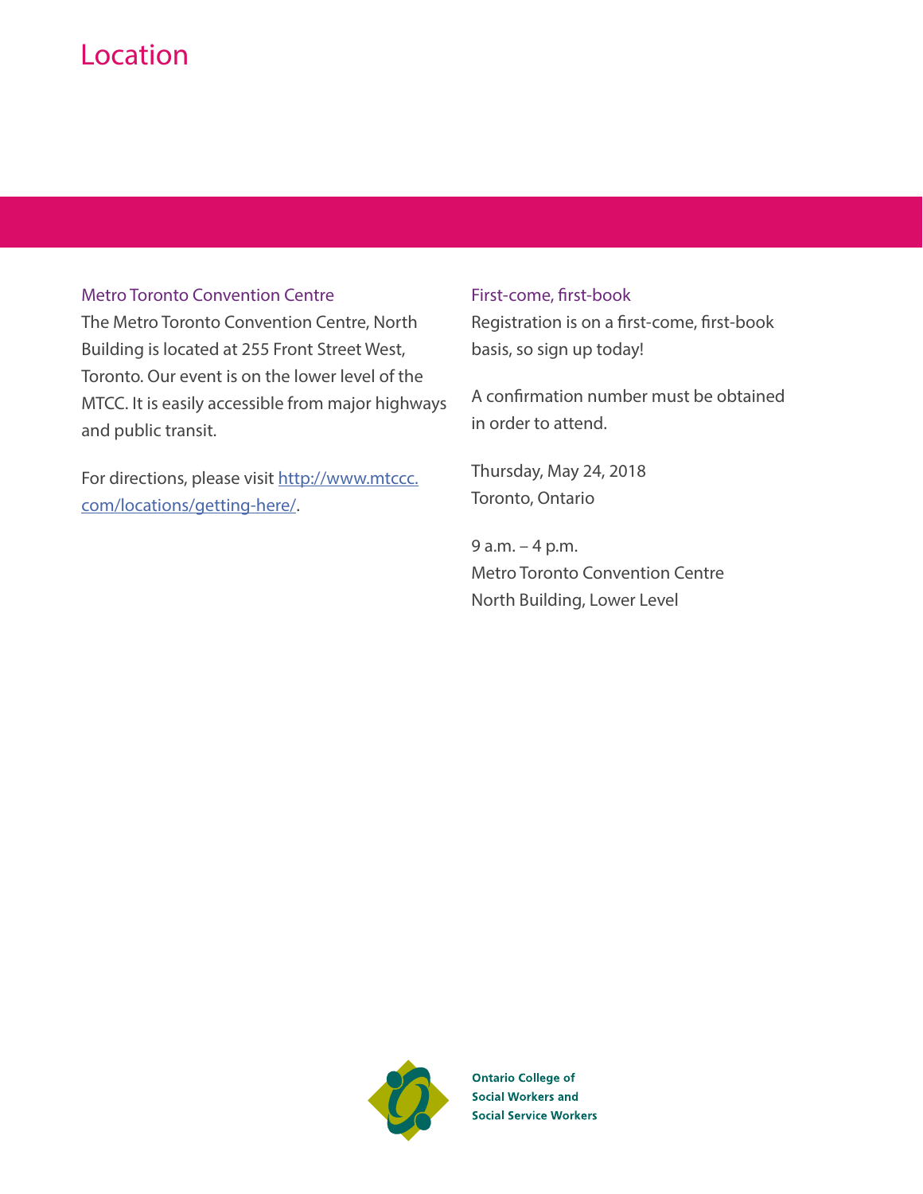# Location

### Metro Toronto Convention Centre

The Metro Toronto Convention Centre, North Building is located at 255 Front Street West, Toronto. Our event is on the lower level of the MTCC. It is easily accessible from major highways and public transit.

For directions, please visit http://www.mtccc.com/locations/getting-here/.

### First-come, first-book

Registration is on a first-come, first-book basis, so sign up today!

A confirmation number must be obtained in order to attend.

Thursday, May 24, 2018
Toronto, Ontario

9 a.m. – 4 p.m.
Metro Toronto Convention Centre
North Building, Lower Level

**Ontario College of Social Workers and Social Service Workers**